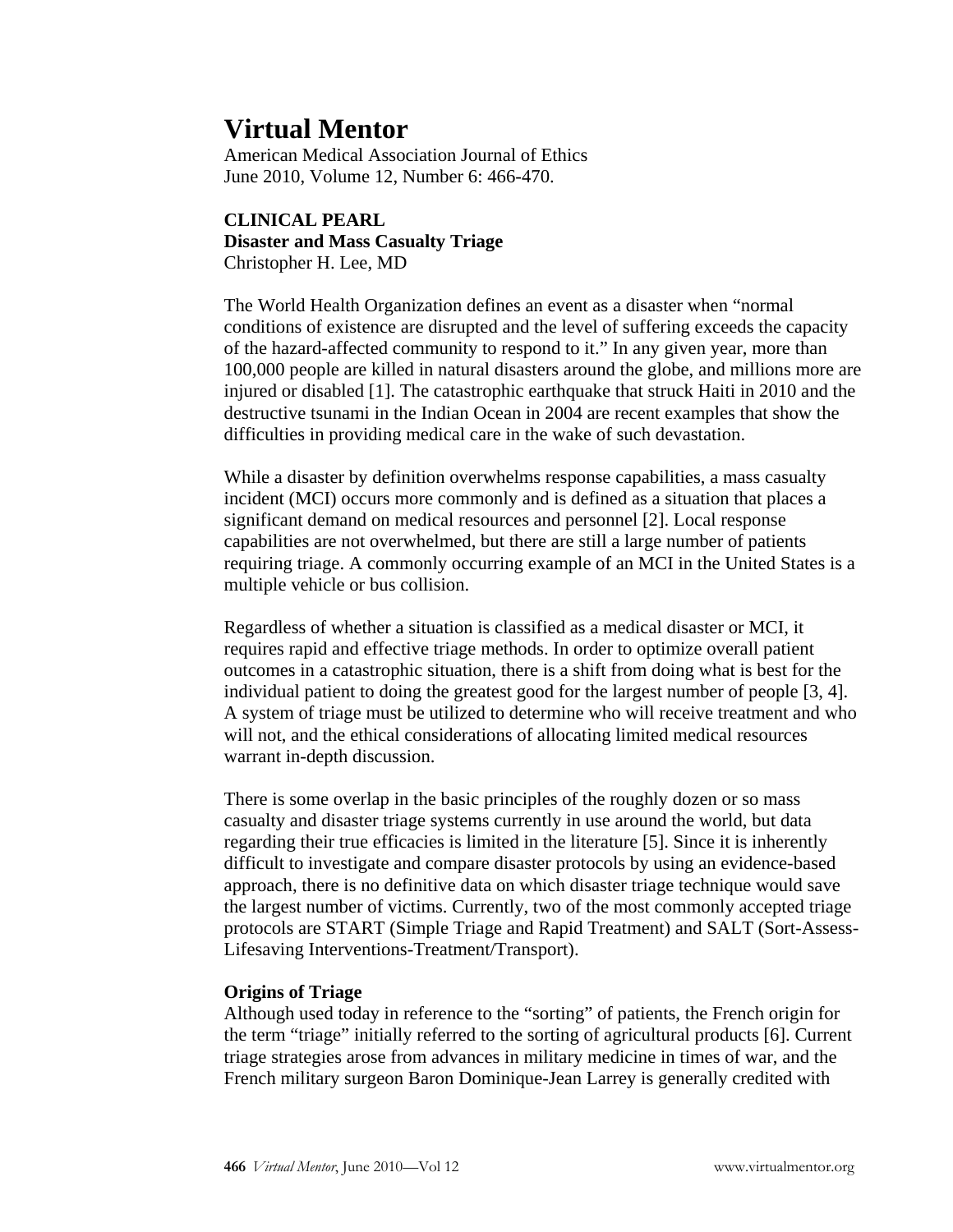# Virtual Mentor

American Medical Association Journal of Ethics
June 2010, Volume 12, Number 6: 466-470.

**CLINICAL PEARL**
**Disaster and Mass Casualty Triage**
Christopher H. Lee, MD

The World Health Organization defines an event as a disaster when "normal conditions of existence are disrupted and the level of suffering exceeds the capacity of the hazard-affected community to respond to it." In any given year, more than 100,000 people are killed in natural disasters around the globe, and millions more are injured or disabled [1]. The catastrophic earthquake that struck Haiti in 2010 and the destructive tsunami in the Indian Ocean in 2004 are recent examples that show the difficulties in providing medical care in the wake of such devastation.

While a disaster by definition overwhelms response capabilities, a mass casualty incident (MCI) occurs more commonly and is defined as a situation that places a significant demand on medical resources and personnel [2]. Local response capabilities are not overwhelmed, but there are still a large number of patients requiring triage. A commonly occurring example of an MCI in the United States is a multiple vehicle or bus collision.

Regardless of whether a situation is classified as a medical disaster or MCI, it requires rapid and effective triage methods. In order to optimize overall patient outcomes in a catastrophic situation, there is a shift from doing what is best for the individual patient to doing the greatest good for the largest number of people [3, 4]. A system of triage must be utilized to determine who will receive treatment and who will not, and the ethical considerations of allocating limited medical resources warrant in-depth discussion.

There is some overlap in the basic principles of the roughly dozen or so mass casualty and disaster triage systems currently in use around the world, but data regarding their true efficacies is limited in the literature [5]. Since it is inherently difficult to investigate and compare disaster protocols by using an evidence-based approach, there is no definitive data on which disaster triage technique would save the largest number of victims. Currently, two of the most commonly accepted triage protocols are START (Simple Triage and Rapid Treatment) and SALT (Sort-Assess-Lifesaving Interventions-Treatment/Transport).

**Origins of Triage**

Although used today in reference to the "sorting" of patients, the French origin for the term "triage" initially referred to the sorting of agricultural products [6]. Current triage strategies arose from advances in military medicine in times of war, and the French military surgeon Baron Dominique-Jean Larrey is generally credited with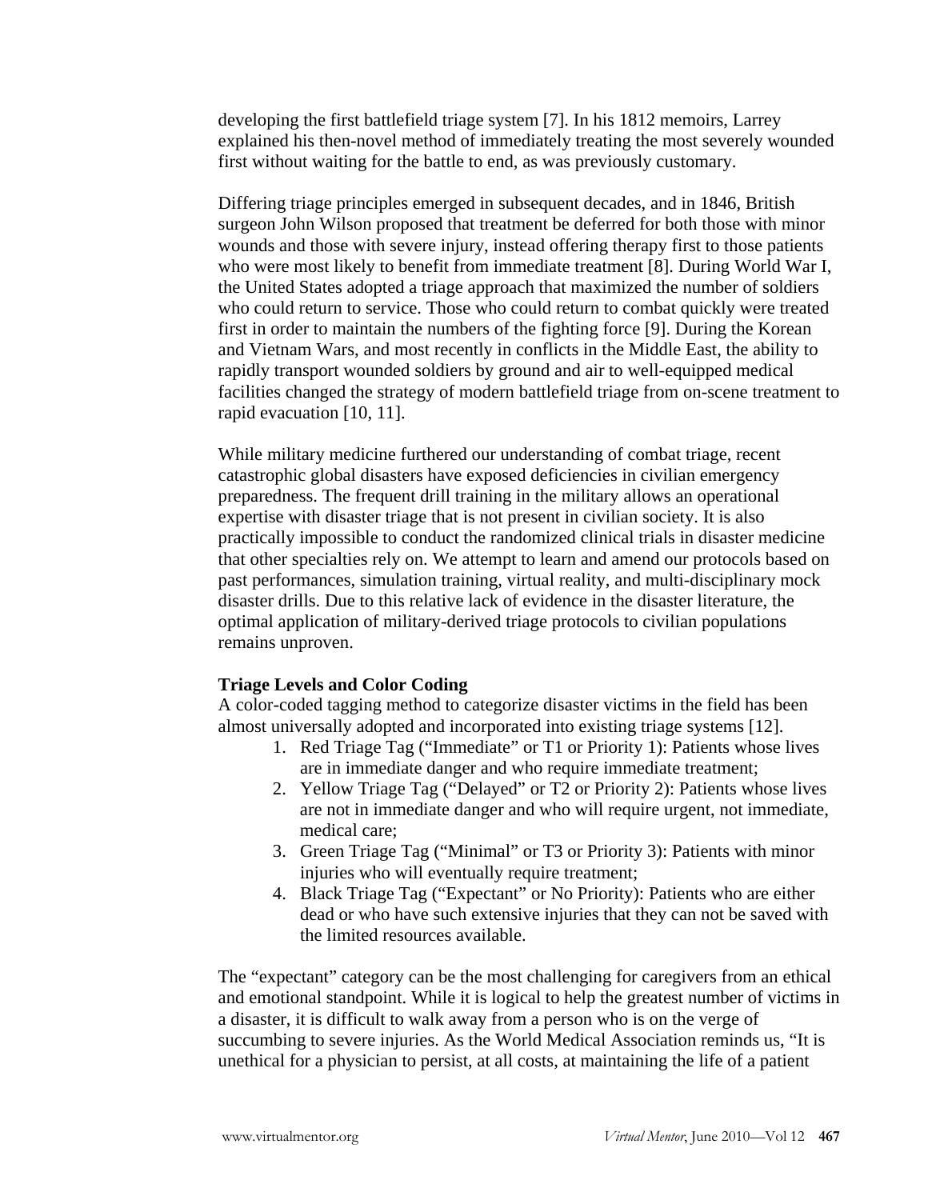developing the first battlefield triage system [7]. In his 1812 memoirs, Larrey explained his then-novel method of immediately treating the most severely wounded first without waiting for the battle to end, as was previously customary.

Differing triage principles emerged in subsequent decades, and in 1846, British surgeon John Wilson proposed that treatment be deferred for both those with minor wounds and those with severe injury, instead offering therapy first to those patients who were most likely to benefit from immediate treatment [8]. During World War I, the United States adopted a triage approach that maximized the number of soldiers who could return to service. Those who could return to combat quickly were treated first in order to maintain the numbers of the fighting force [9]. During the Korean and Vietnam Wars, and most recently in conflicts in the Middle East, the ability to rapidly transport wounded soldiers by ground and air to well-equipped medical facilities changed the strategy of modern battlefield triage from on-scene treatment to rapid evacuation [10, 11].

While military medicine furthered our understanding of combat triage, recent catastrophic global disasters have exposed deficiencies in civilian emergency preparedness. The frequent drill training in the military allows an operational expertise with disaster triage that is not present in civilian society. It is also practically impossible to conduct the randomized clinical trials in disaster medicine that other specialties rely on. We attempt to learn and amend our protocols based on past performances, simulation training, virtual reality, and multi-disciplinary mock disaster drills. Due to this relative lack of evidence in the disaster literature, the optimal application of military-derived triage protocols to civilian populations remains unproven.

**Triage Levels and Color Coding**

A color-coded tagging method to categorize disaster victims in the field has been almost universally adopted and incorporated into existing triage systems [12].

1. Red Triage Tag ("Immediate" or T1 or Priority 1): Patients whose lives are in immediate danger and who require immediate treatment;
2. Yellow Triage Tag ("Delayed" or T2 or Priority 2): Patients whose lives are not in immediate danger and who will require urgent, not immediate, medical care;
3. Green Triage Tag ("Minimal" or T3 or Priority 3): Patients with minor injuries who will eventually require treatment;
4. Black Triage Tag ("Expectant" or No Priority): Patients who are either dead or who have such extensive injuries that they can not be saved with the limited resources available.

The "expectant" category can be the most challenging for caregivers from an ethical and emotional standpoint. While it is logical to help the greatest number of victims in a disaster, it is difficult to walk away from a person who is on the verge of succumbing to severe injuries. As the World Medical Association reminds us, "It is unethical for a physician to persist, at all costs, at maintaining the life of a patient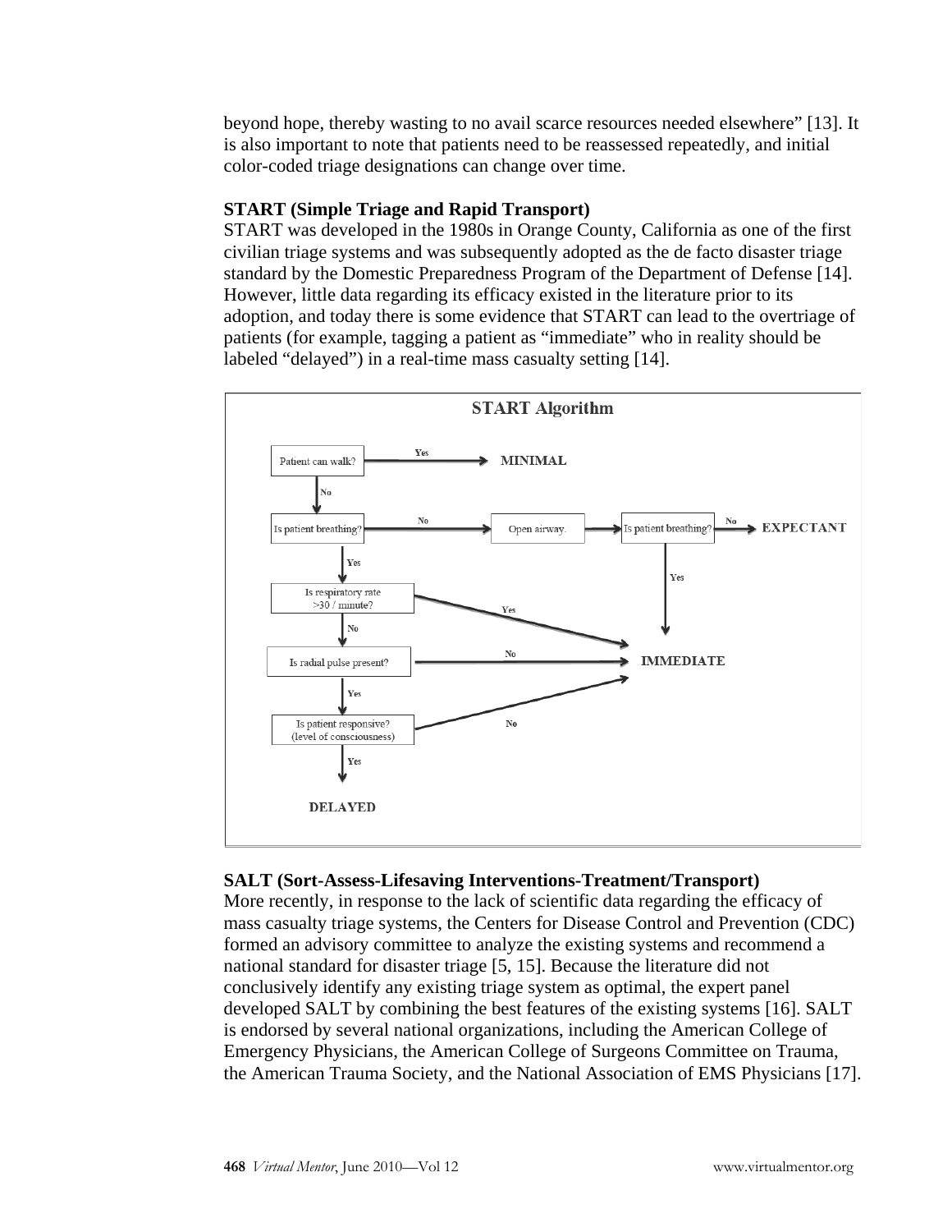beyond hope, thereby wasting to no avail scarce resources needed elsewhere" [13]. It is also important to note that patients need to be reassessed repeatedly, and initial color-coded triage designations can change over time.

**START (Simple Triage and Rapid Transport)**

START was developed in the 1980s in Orange County, California as one of the first civilian triage systems and was subsequently adopted as the de facto disaster triage standard by the Domestic Preparedness Program of the Department of Defense [14]. However, little data regarding its efficacy existed in the literature prior to its adoption, and today there is some evidence that START can lead to the overtriage of patients (for example, tagging a patient as "immediate" who in reality should be labeled "delayed") in a real-time mass casualty setting [14].

**START Algorithm**

- Patient can walk? — Yes → MINIMAL; No → Is patient breathing?
- Is patient breathing? — No → Open airway. → Is patient breathing? — No → EXPECTANT; Yes → IMMEDIATE
- Is patient breathing? — Yes → Is respiratory rate >30 / minute?
- Is respiratory rate >30 / minute? — Yes → IMMEDIATE; No → Is radial pulse present?
- Is radial pulse present? — No → IMMEDIATE; Yes → Is patient responsive? (level of consciousness)
- Is patient responsive? (level of consciousness) — No → IMMEDIATE; Yes → DELAYED

**SALT (Sort-Assess-Lifesaving Interventions-Treatment/Transport)**

More recently, in response to the lack of scientific data regarding the efficacy of mass casualty triage systems, the Centers for Disease Control and Prevention (CDC) formed an advisory committee to analyze the existing systems and recommend a national standard for disaster triage [5, 15]. Because the literature did not conclusively identify any existing triage system as optimal, the expert panel developed SALT by combining the best features of the existing systems [16]. SALT is endorsed by several national organizations, including the American College of Emergency Physicians, the American College of Surgeons Committee on Trauma, the American Trauma Society, and the National Association of EMS Physicians [17].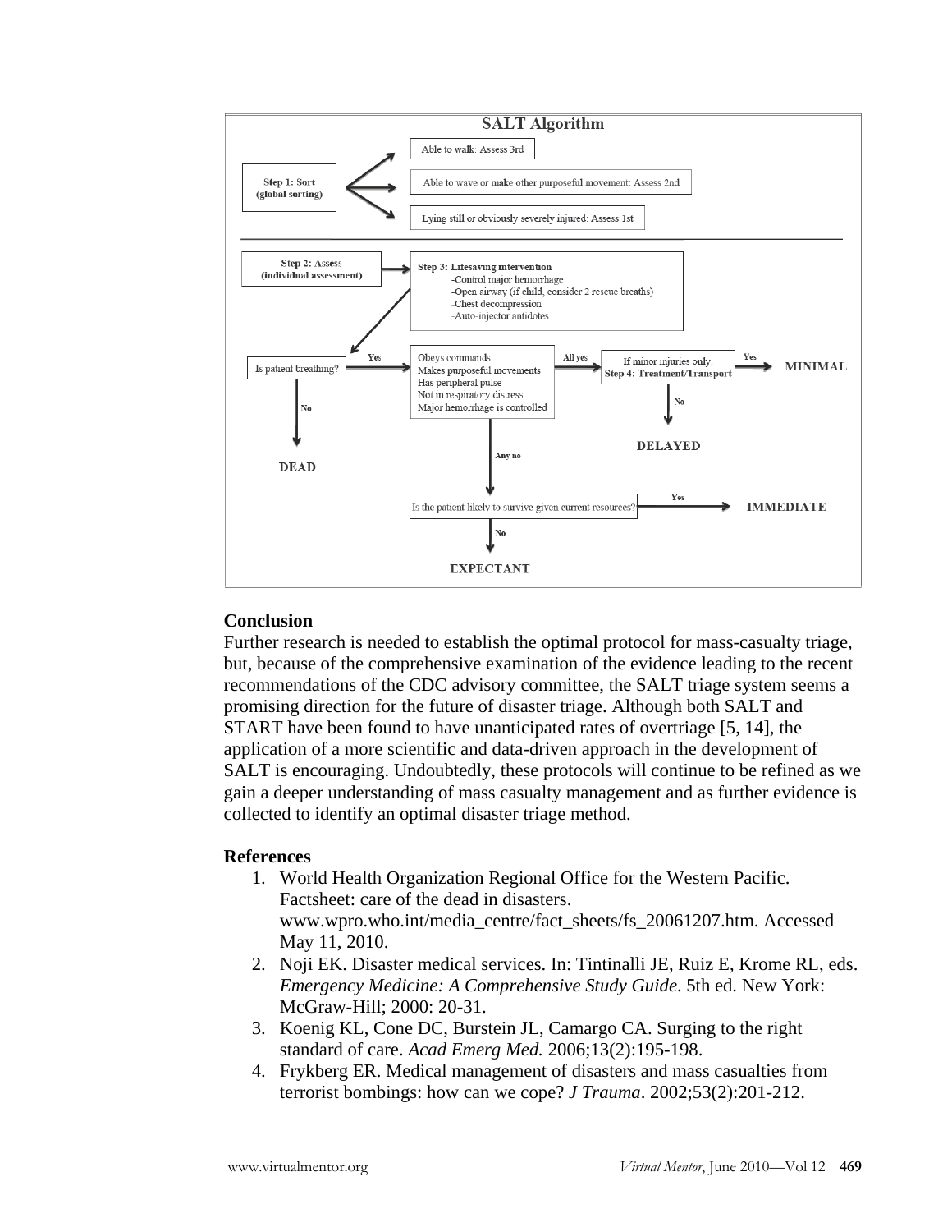**SALT Algorithm**

**Step 1: Sort (global sorting)**

- Able to walk: Assess 3rd
- Able to wave or make other purposeful movement: Assess 2nd
- Lying still or obviously severely injured: Assess 1st

**Step 2: Assess (individual assessment)**

**Step 3: Lifesaving intervention**
- -Control major hemorrhage
- -Open airway (if child, consider 2 rescue breaths)
- -Chest decompression
- -Auto-injector antidotes

Is patient breathing? — No → **DEAD**

Is patient breathing? — Yes →
- Obeys commands
- Makes purposeful movements
- Has peripheral pulse
- Not in respiratory distress
- Major hemorrhage is controlled

All yes → If minor injuries only, **Step 4: Treatment/Transport** — Yes → **MINIMAL**; No → **DELAYED**

Any no → Is the patient likely to survive given current resources? — Yes → **IMMEDIATE**; No → **EXPECTANT**

## Conclusion

Further research is needed to establish the optimal protocol for mass-casualty triage, but, because of the comprehensive examination of the evidence leading to the recent recommendations of the CDC advisory committee, the SALT triage system seems a promising direction for the future of disaster triage. Although both SALT and START have been found to have unanticipated rates of overtriage [5, 14], the application of a more scientific and data-driven approach in the development of SALT is encouraging. Undoubtedly, these protocols will continue to be refined as we gain a deeper understanding of mass casualty management and as further evidence is collected to identify an optimal disaster triage method.

## References

1. World Health Organization Regional Office for the Western Pacific. Factsheet: care of the dead in disasters. www.wpro.who.int/media_centre/fact_sheets/fs_20061207.htm. Accessed May 11, 2010.
2. Noji EK. Disaster medical services. In: Tintinalli JE, Ruiz E, Krome RL, eds. *Emergency Medicine: A Comprehensive Study Guide*. 5th ed. New York: McGraw-Hill; 2000: 20-31.
3. Koenig KL, Cone DC, Burstein JL, Camargo CA. Surging to the right standard of care. *Acad Emerg Med.* 2006;13(2):195-198.
4. Frykberg ER. Medical management of disasters and mass casualties from terrorist bombings: how can we cope? *J Trauma*. 2002;53(2):201-212.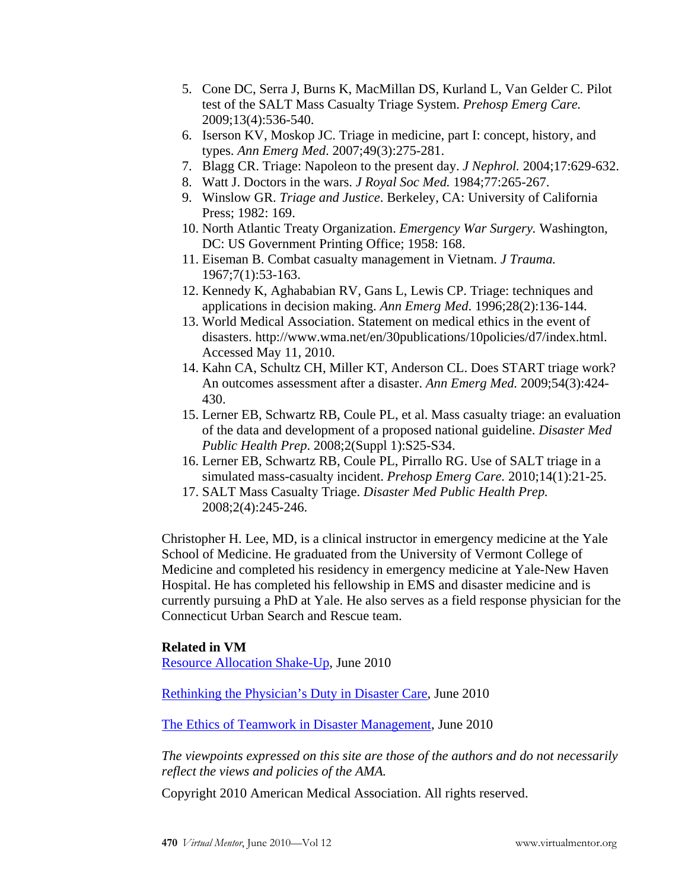5. Cone DC, Serra J, Burns K, MacMillan DS, Kurland L, Van Gelder C. Pilot test of the SALT Mass Casualty Triage System. *Prehosp Emerg Care.* 2009;13(4):536-540.
6. Iserson KV, Moskop JC. Triage in medicine, part I: concept, history, and types. *Ann Emerg Med*. 2007;49(3):275-281.
7. Blagg CR. Triage: Napoleon to the present day. *J Nephrol.* 2004;17:629-632.
8. Watt J. Doctors in the wars. *J Royal Soc Med.* 1984;77:265-267.
9. Winslow GR. *Triage and Justice*. Berkeley, CA: University of California Press; 1982: 169.
10. North Atlantic Treaty Organization. *Emergency War Surgery.* Washington, DC: US Government Printing Office; 1958: 168.
11. Eiseman B. Combat casualty management in Vietnam. *J Trauma.* 1967;7(1):53-163.
12. Kennedy K, Aghababian RV, Gans L, Lewis CP. Triage: techniques and applications in decision making. *Ann Emerg Med*. 1996;28(2):136-144.
13. World Medical Association. Statement on medical ethics in the event of disasters. http://www.wma.net/en/30publications/10policies/d7/index.html. Accessed May 11, 2010.
14. Kahn CA, Schultz CH, Miller KT, Anderson CL. Does START triage work? An outcomes assessment after a disaster. *Ann Emerg Med.* 2009;54(3):424-430.
15. Lerner EB, Schwartz RB, Coule PL, et al. Mass casualty triage: an evaluation of the data and development of a proposed national guideline. *Disaster Med Public Health Prep*. 2008;2(Suppl 1):S25-S34.
16. Lerner EB, Schwartz RB, Coule PL, Pirrallo RG. Use of SALT triage in a simulated mass-casualty incident. *Prehosp Emerg Care.* 2010;14(1):21-25.
17. SALT Mass Casualty Triage. *Disaster Med Public Health Prep.* 2008;2(4):245-246.

Christopher H. Lee, MD, is a clinical instructor in emergency medicine at the Yale School of Medicine. He graduated from the University of Vermont College of Medicine and completed his residency in emergency medicine at Yale-New Haven Hospital. He has completed his fellowship in EMS and disaster medicine and is currently pursuing a PhD at Yale. He also serves as a field response physician for the Connecticut Urban Search and Rescue team.

**Related in VM**

Resource Allocation Shake-Up, June 2010

Rethinking the Physician's Duty in Disaster Care, June 2010

The Ethics of Teamwork in Disaster Management, June 2010

*The viewpoints expressed on this site are those of the authors and do not necessarily reflect the views and policies of the AMA.*

Copyright 2010 American Medical Association. All rights reserved.